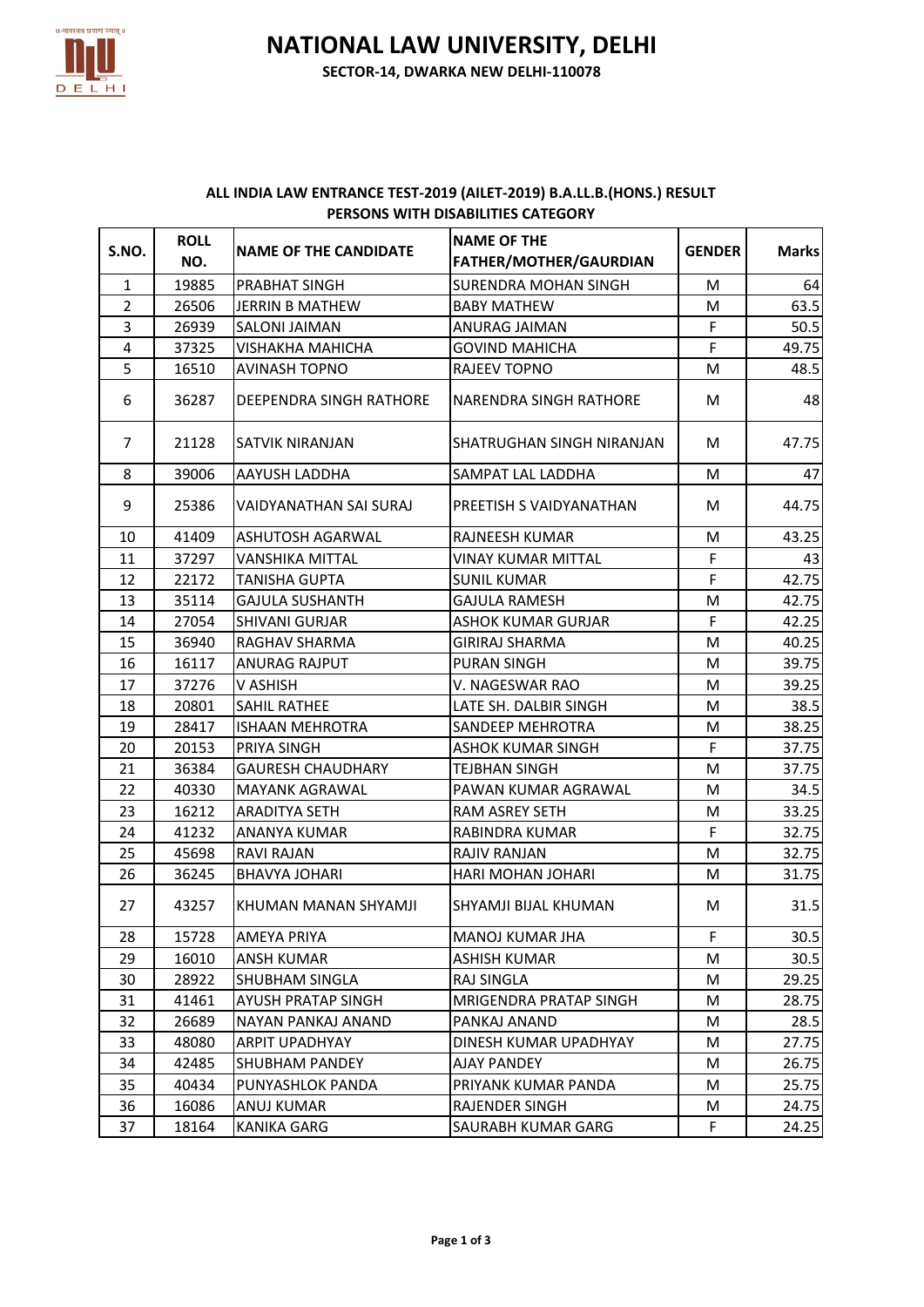# NATIONAL LAW UNIVERSITY, DELHI

**SECTOR-14, DWARKA NEW DELHI-110078**

**ALL INDIA LAW ENTRANCE TEST-2019 (AILET-2019) B.A.LL.B.(HONS.) RESULT**
**PERSONS WITH DISABILITIES CATEGORY**

| S.NO. | ROLL NO. | NAME OF THE CANDIDATE | NAME OF THE FATHER/MOTHER/GAURDIAN | GENDER | Marks |
|---|---|---|---|---|---|
| 1 | 19885 | PRABHAT SINGH | SURENDRA MOHAN SINGH | M | 64 |
| 2 | 26506 | JERRIN B MATHEW | BABY MATHEW | M | 63.5 |
| 3 | 26939 | SALONI JAIMAN | ANURAG JAIMAN | F | 50.5 |
| 4 | 37325 | VISHAKHA MAHICHA | GOVIND MAHICHA | F | 49.75 |
| 5 | 16510 | AVINASH TOPNO | RAJEEV TOPNO | M | 48.5 |
| 6 | 36287 | DEEPENDRA SINGH RATHORE | NARENDRA SINGH RATHORE | M | 48 |
| 7 | 21128 | SATVIK NIRANJAN | SHATRUGHAN SINGH NIRANJAN | M | 47.75 |
| 8 | 39006 | AAYUSH LADDHA | SAMPAT LAL LADDHA | M | 47 |
| 9 | 25386 | VAIDYANATHAN SAI SURAJ | PREETISH S VAIDYANATHAN | M | 44.75 |
| 10 | 41409 | ASHUTOSH AGARWAL | RAJNEESH KUMAR | M | 43.25 |
| 11 | 37297 | VANSHIKA MITTAL | VINAY KUMAR MITTAL | F | 43 |
| 12 | 22172 | TANISHA GUPTA | SUNIL KUMAR | F | 42.75 |
| 13 | 35114 | GAJULA SUSHANTH | GAJULA RAMESH | M | 42.75 |
| 14 | 27054 | SHIVANI GURJAR | ASHOK KUMAR GURJAR | F | 42.25 |
| 15 | 36940 | RAGHAV SHARMA | GIRIRAJ SHARMA | M | 40.25 |
| 16 | 16117 | ANURAG RAJPUT | PURAN SINGH | M | 39.75 |
| 17 | 37276 | V ASHISH | V. NAGESWAR RAO | M | 39.25 |
| 18 | 20801 | SAHIL RATHEE | LATE SH. DALBIR SINGH | M | 38.5 |
| 19 | 28417 | ISHAAN MEHROTRA | SANDEEP MEHROTRA | M | 38.25 |
| 20 | 20153 | PRIYA SINGH | ASHOK KUMAR SINGH | F | 37.75 |
| 21 | 36384 | GAURESH CHAUDHARY | TEJBHAN SINGH | M | 37.75 |
| 22 | 40330 | MAYANK AGRAWAL | PAWAN KUMAR AGRAWAL | M | 34.5 |
| 23 | 16212 | ARADITYA SETH | RAM ASREY SETH | M | 33.25 |
| 24 | 41232 | ANANYA KUMAR | RABINDRA KUMAR | F | 32.75 |
| 25 | 45698 | RAVI RAJAN | RAJIV RANJAN | M | 32.75 |
| 26 | 36245 | BHAVYA JOHARI | HARI MOHAN JOHARI | M | 31.75 |
| 27 | 43257 | KHUMAN MANAN SHYAMJI | SHYAMJI BIJAL KHUMAN | M | 31.5 |
| 28 | 15728 | AMEYA PRIYA | MANOJ KUMAR JHA | F | 30.5 |
| 29 | 16010 | ANSH KUMAR | ASHISH KUMAR | M | 30.5 |
| 30 | 28922 | SHUBHAM SINGLA | RAJ SINGLA | M | 29.25 |
| 31 | 41461 | AYUSH PRATAP SINGH | MRIGENDRA PRATAP SINGH | M | 28.75 |
| 32 | 26689 | NAYAN PANKAJ ANAND | PANKAJ ANAND | M | 28.5 |
| 33 | 48080 | ARPIT UPADHYAY | DINESH KUMAR UPADHYAY | M | 27.75 |
| 34 | 42485 | SHUBHAM PANDEY | AJAY PANDEY | M | 26.75 |
| 35 | 40434 | PUNYASHLOK PANDA | PRIYANK KUMAR PANDA | M | 25.75 |
| 36 | 16086 | ANUJ KUMAR | RAJENDER SINGH | M | 24.75 |
| 37 | 18164 | KANIKA GARG | SAURABH KUMAR GARG | F | 24.25 |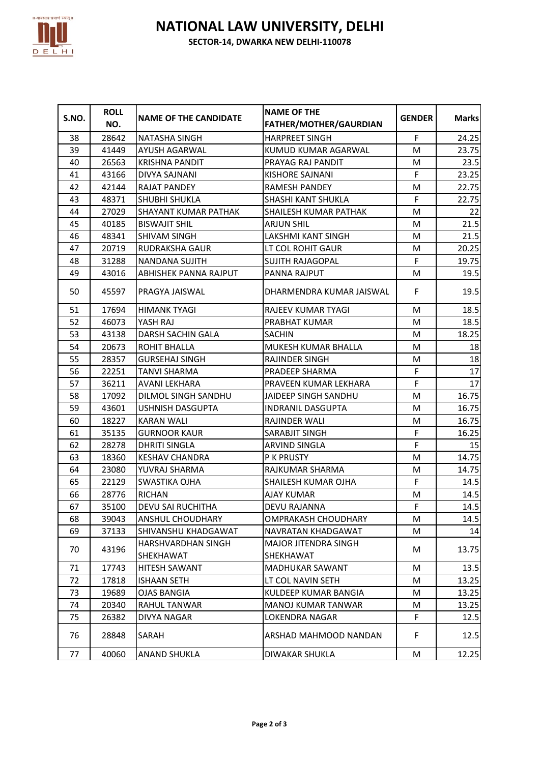# NATIONAL LAW UNIVERSITY, DELHI

**SECTOR-14, DWARKA NEW DELHI-110078**

| S.NO. | ROLL NO. | NAME OF THE CANDIDATE | NAME OF THE FATHER/MOTHER/GAURDIAN | GENDER | Marks |
|---|---|---|---|---|---|
| 38 | 28642 | NATASHA SINGH | HARPREET SINGH | F | 24.25 |
| 39 | 41449 | AYUSH AGARWAL | KUMUD KUMAR AGARWAL | M | 23.75 |
| 40 | 26563 | KRISHNA PANDIT | PRAYAG RAJ PANDIT | M | 23.5 |
| 41 | 43166 | DIVYA SAJNANI | KISHORE SAJNANI | F | 23.25 |
| 42 | 42144 | RAJAT PANDEY | RAMESH PANDEY | M | 22.75 |
| 43 | 48371 | SHUBHI SHUKLA | SHASHI KANT SHUKLA | F | 22.75 |
| 44 | 27029 | SHAYANT KUMAR PATHAK | SHAILESH KUMAR PATHAK | M | 22 |
| 45 | 40185 | BISWAJIT SHIL | ARJUN SHIL | M | 21.5 |
| 46 | 48341 | SHIVAM SINGH | LAKSHMI KANT SINGH | M | 21.5 |
| 47 | 20719 | RUDRAKSHA GAUR | LT COL ROHIT GAUR | M | 20.25 |
| 48 | 31288 | NANDANA SUJITH | SUJITH RAJAGOPAL | F | 19.75 |
| 49 | 43016 | ABHISHEK PANNA RAJPUT | PANNA RAJPUT | M | 19.5 |
| 50 | 45597 | PRAGYA JAISWAL | DHARMENDRA KUMAR JAISWAL | F | 19.5 |
| 51 | 17694 | HIMANK TYAGI | RAJEEV KUMAR TYAGI | M | 18.5 |
| 52 | 46073 | YASH RAJ | PRABHAT KUMAR | M | 18.5 |
| 53 | 43138 | DARSH SACHIN GALA | SACHIN | M | 18.25 |
| 54 | 20673 | ROHIT BHALLA | MUKESH KUMAR BHALLA | M | 18 |
| 55 | 28357 | GURSEHAJ SINGH | RAJINDER SINGH | M | 18 |
| 56 | 22251 | TANVI SHARMA | PRADEEP SHARMA | F | 17 |
| 57 | 36211 | AVANI LEKHARA | PRAVEEN KUMAR LEKHARA | F | 17 |
| 58 | 17092 | DILMOL SINGH SANDHU | JAIDEEP SINGH SANDHU | M | 16.75 |
| 59 | 43601 | USHNISH DASGUPTA | INDRANIL DASGUPTA | M | 16.75 |
| 60 | 18227 | KARAN WALI | RAJINDER WALI | M | 16.75 |
| 61 | 35135 | GURNOOR KAUR | SARABJIT SINGH | F | 16.25 |
| 62 | 28278 | DHRITI SINGLA | ARVIND SINGLA | F | 15 |
| 63 | 18360 | KESHAV CHANDRA | P K PRUSTY | M | 14.75 |
| 64 | 23080 | YUVRAJ SHARMA | RAJKUMAR SHARMA | M | 14.75 |
| 65 | 22129 | SWASTIKA OJHA | SHAILESH KUMAR OJHA | F | 14.5 |
| 66 | 28776 | RICHAN | AJAY KUMAR | M | 14.5 |
| 67 | 35100 | DEVU SAI RUCHITHA | DEVU RAJANNA | F | 14.5 |
| 68 | 39043 | ANSHUL CHOUDHARY | OMPRAKASH CHOUDHARY | M | 14.5 |
| 69 | 37133 | SHIVANSHU KHADGAWAT | NAVRATAN KHADGAWAT | M | 14 |
| 70 | 43196 | HARSHVARDHAN SINGH SHEKHAWAT | MAJOR JITENDRA SINGH SHEKHAWAT | M | 13.75 |
| 71 | 17743 | HITESH SAWANT | MADHUKAR SAWANT | M | 13.5 |
| 72 | 17818 | ISHAAN SETH | LT COL NAVIN SETH | M | 13.25 |
| 73 | 19689 | OJAS BANGIA | KULDEEP KUMAR BANGIA | M | 13.25 |
| 74 | 20340 | RAHUL TANWAR | MANOJ KUMAR TANWAR | M | 13.25 |
| 75 | 26382 | DIVYA NAGAR | LOKENDRA NAGAR | F | 12.5 |
| 76 | 28848 | SARAH | ARSHAD MAHMOOD NANDAN | F | 12.5 |
| 77 | 40060 | ANAND SHUKLA | DIWAKAR SHUKLA | M | 12.25 |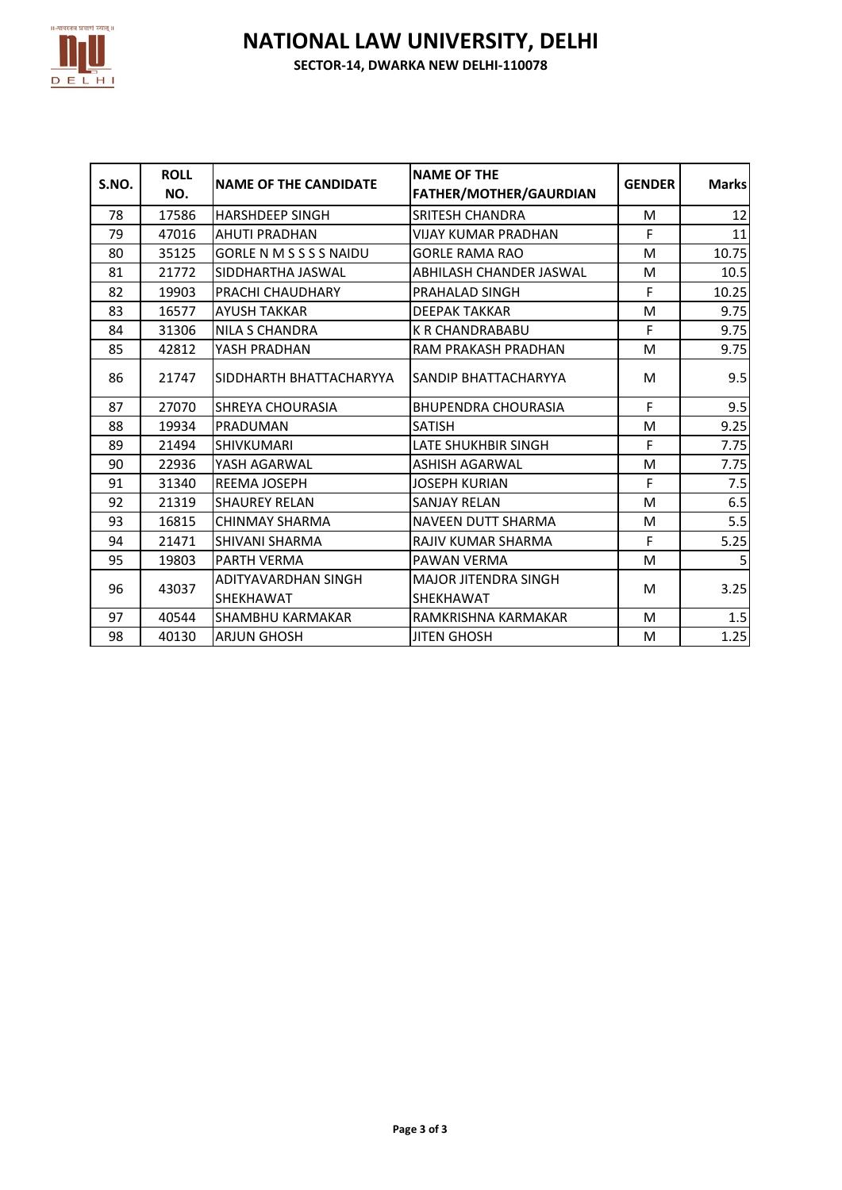# NATIONAL LAW UNIVERSITY, DELHI

**SECTOR-14, DWARKA NEW DELHI-110078**

| S.NO. | ROLL NO. | NAME OF THE CANDIDATE | NAME OF THE FATHER/MOTHER/GAURDIAN | GENDER | Marks |
|---|---|---|---|---|---|
| 78 | 17586 | HARSHDEEP SINGH | SRITESH CHANDRA | M | 12 |
| 79 | 47016 | AHUTI PRADHAN | VIJAY KUMAR PRADHAN | F | 11 |
| 80 | 35125 | GORLE N M S S S S NAIDU | GORLE RAMA RAO | M | 10.75 |
| 81 | 21772 | SIDDHARTHA JASWAL | ABHILASH CHANDER JASWAL | M | 10.5 |
| 82 | 19903 | PRACHI CHAUDHARY | PRAHALAD SINGH | F | 10.25 |
| 83 | 16577 | AYUSH TAKKAR | DEEPAK TAKKAR | M | 9.75 |
| 84 | 31306 | NILA S CHANDRA | K R CHANDRABABU | F | 9.75 |
| 85 | 42812 | YASH PRADHAN | RAM PRAKASH PRADHAN | M | 9.75 |
| 86 | 21747 | SIDDHARTH BHATTACHARYYA | SANDIP BHATTACHARYYA | M | 9.5 |
| 87 | 27070 | SHREYA CHOURASIA | BHUPENDRA CHOURASIA | F | 9.5 |
| 88 | 19934 | PRADUMAN | SATISH | M | 9.25 |
| 89 | 21494 | SHIVKUMARI | LATE SHUKHBIR SINGH | F | 7.75 |
| 90 | 22936 | YASH AGARWAL | ASHISH AGARWAL | M | 7.75 |
| 91 | 31340 | REEMA JOSEPH | JOSEPH KURIAN | F | 7.5 |
| 92 | 21319 | SHAUREY RELAN | SANJAY RELAN | M | 6.5 |
| 93 | 16815 | CHINMAY SHARMA | NAVEEN DUTT SHARMA | M | 5.5 |
| 94 | 21471 | SHIVANI SHARMA | RAJIV KUMAR SHARMA | F | 5.25 |
| 95 | 19803 | PARTH VERMA | PAWAN VERMA | M | 5 |
| 96 | 43037 | ADITYAVARDHAN SINGH SHEKHAWAT | MAJOR JITENDRA SINGH SHEKHAWAT | M | 3.25 |
| 97 | 40544 | SHAMBHU KARMAKAR | RAMKRISHNA KARMAKAR | M | 1.5 |
| 98 | 40130 | ARJUN GHOSH | JITEN GHOSH | M | 1.25 |